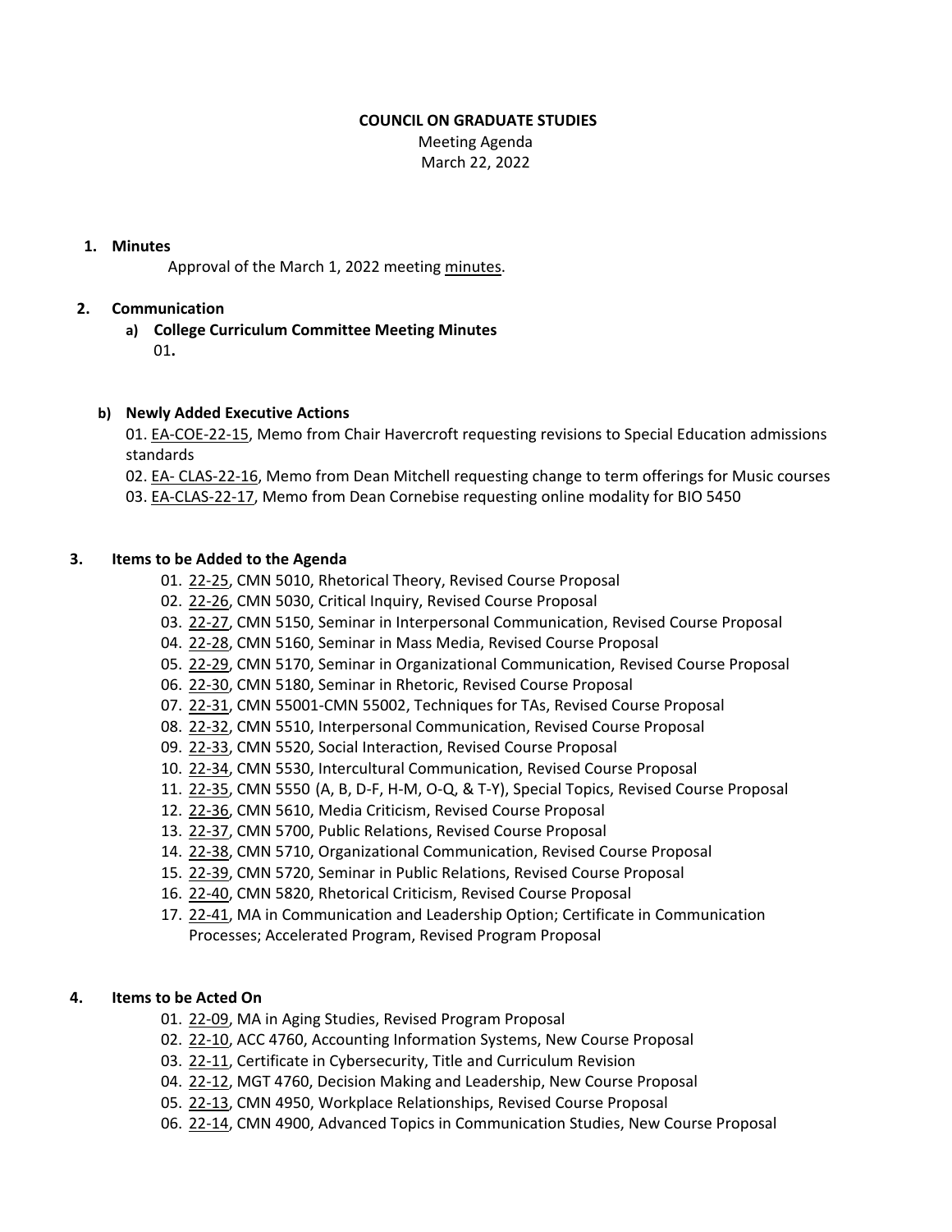**COUNCIL ON GRADUATE STUDIES**

Meeting Agenda

March 22, 2022

1. **Minutes**

   Approval of the March 1, 2022 meeting minutes.

2. **Communication**

   a) **College Curriculum Committee Meeting Minutes**

      01**.**

   b) **Newly Added Executive Actions**

      01. EA-COE-22-15, Memo from Chair Havercroft requesting revisions to Special Education admissions standards

      02. EA- CLAS-22-16, Memo from Dean Mitchell requesting change to term offerings for Music courses

      03. EA-CLAS-22-17, Memo from Dean Cornebise requesting online modality for BIO 5450

3. **Items to be Added to the Agenda**

   01. 22-25, CMN 5010, Rhetorical Theory, Revised Course Proposal
   02. 22-26, CMN 5030, Critical Inquiry, Revised Course Proposal
   03. 22-27, CMN 5150, Seminar in Interpersonal Communication, Revised Course Proposal
   04. 22-28, CMN 5160, Seminar in Mass Media, Revised Course Proposal
   05. 22-29, CMN 5170, Seminar in Organizational Communication, Revised Course Proposal
   06. 22-30, CMN 5180, Seminar in Rhetoric, Revised Course Proposal
   07. 22-31, CMN 55001-CMN 55002, Techniques for TAs, Revised Course Proposal
   08. 22-32, CMN 5510, Interpersonal Communication, Revised Course Proposal
   09. 22-33, CMN 5520, Social Interaction, Revised Course Proposal
   10. 22-34, CMN 5530, Intercultural Communication, Revised Course Proposal
   11. 22-35, CMN 5550 (A, B, D-F, H-M, O-Q, & T-Y), Special Topics, Revised Course Proposal
   12. 22-36, CMN 5610, Media Criticism, Revised Course Proposal
   13. 22-37, CMN 5700, Public Relations, Revised Course Proposal
   14. 22-38, CMN 5710, Organizational Communication, Revised Course Proposal
   15. 22-39, CMN 5720, Seminar in Public Relations, Revised Course Proposal
   16. 22-40, CMN 5820, Rhetorical Criticism, Revised Course Proposal
   17. 22-41, MA in Communication and Leadership Option; Certificate in Communication Processes; Accelerated Program, Revised Program Proposal

4. **Items to be Acted On**

   01. 22-09, MA in Aging Studies, Revised Program Proposal
   02. 22-10, ACC 4760, Accounting Information Systems, New Course Proposal
   03. 22-11, Certificate in Cybersecurity, Title and Curriculum Revision
   04. 22-12, MGT 4760, Decision Making and Leadership, New Course Proposal
   05. 22-13, CMN 4950, Workplace Relationships, Revised Course Proposal
   06. 22-14, CMN 4900, Advanced Topics in Communication Studies, New Course Proposal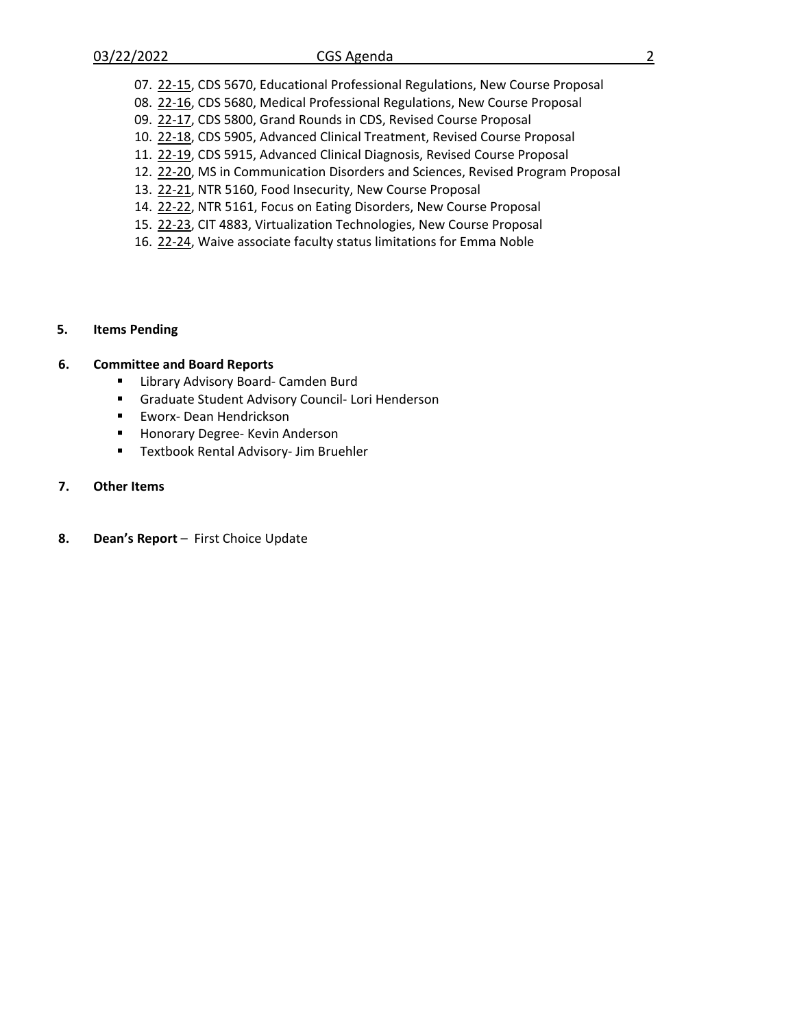07. 22-15, CDS 5670, Educational Professional Regulations, New Course Proposal
08. 22-16, CDS 5680, Medical Professional Regulations, New Course Proposal
09. 22-17, CDS 5800, Grand Rounds in CDS, Revised Course Proposal
10. 22-18, CDS 5905, Advanced Clinical Treatment, Revised Course Proposal
11. 22-19, CDS 5915, Advanced Clinical Diagnosis, Revised Course Proposal
12. 22-20, MS in Communication Disorders and Sciences, Revised Program Proposal
13. 22-21, NTR 5160, Food Insecurity, New Course Proposal
14. 22-22, NTR 5161, Focus on Eating Disorders, New Course Proposal
15. 22-23, CIT 4883, Virtualization Technologies, New Course Proposal
16. 22-24, Waive associate faculty status limitations for Emma Noble

**5. Items Pending**

**6. Committee and Board Reports**

- Library Advisory Board- Camden Burd
- Graduate Student Advisory Council- Lori Henderson
- Eworx- Dean Hendrickson
- Honorary Degree- Kevin Anderson
- Textbook Rental Advisory- Jim Bruehler

**7. Other Items**

**8. Dean's Report** – First Choice Update